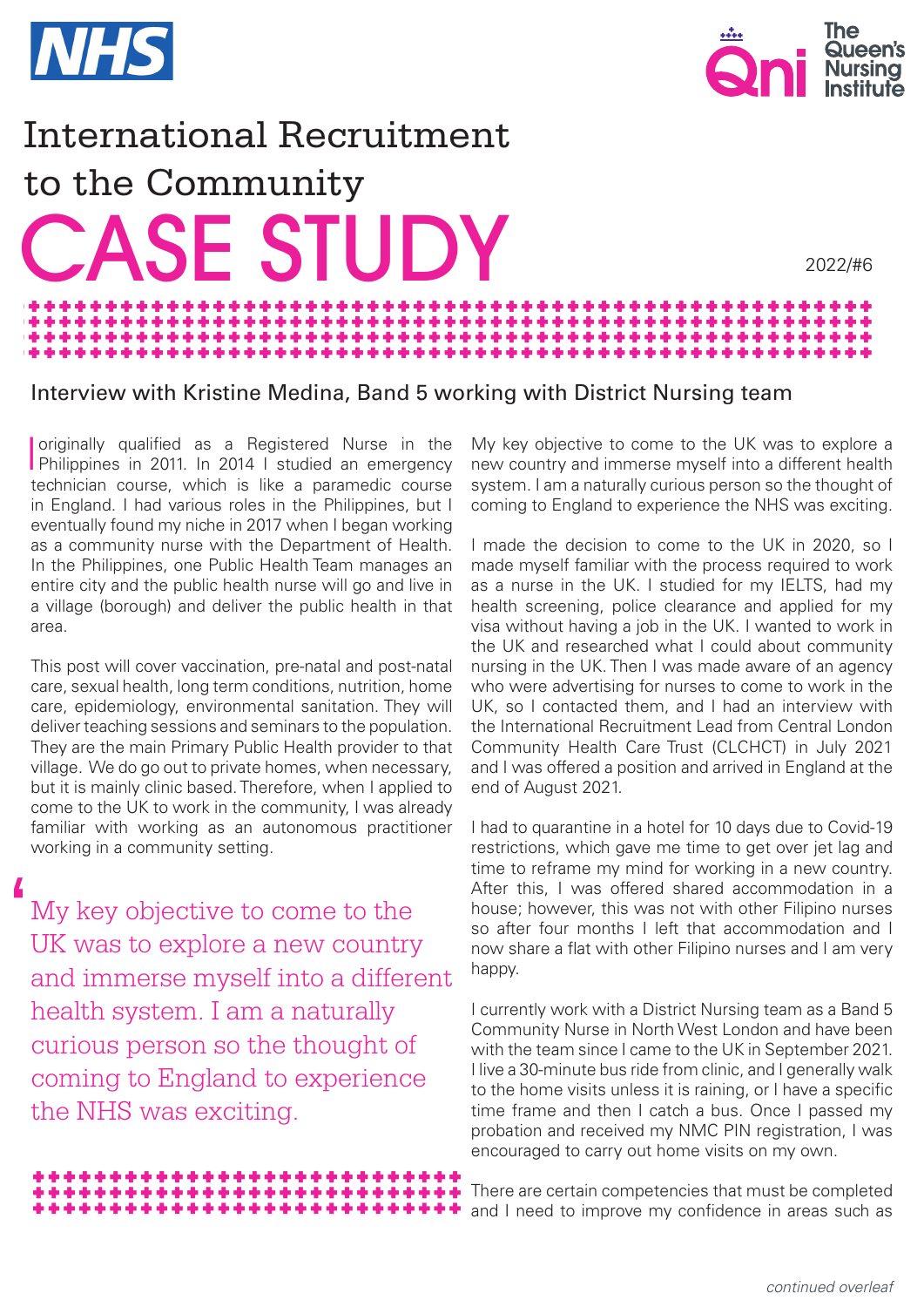# International Recruitment to the Community CASE STUDY

2022/#6

## Interview with Kristine Medina, Band 5 working with District Nursing team

I originally qualified as a Registered Nurse in the Philippines in 2011. In 2014 I studied an emergency technician course, which is like a paramedic course in England. I had various roles in the Philippines, but I eventually found my niche in 2017 when I began working as a community nurse with the Department of Health. In the Philippines, one Public Health Team manages an entire city and the public health nurse will go and live in a village (borough) and deliver the public health in that area.

This post will cover vaccination, pre-natal and post-natal care, sexual health, long term conditions, nutrition, home care, epidemiology, environmental sanitation. They will deliver teaching sessions and seminars to the population. They are the main Primary Public Health provider to that village. We do go out to private homes, when necessary, but it is mainly clinic based. Therefore, when I applied to come to the UK to work in the community, I was already familiar with working as an autonomous practitioner working in a community setting.

> "My key objective to come to the UK was to explore a new country and immerse myself into a different health system. I am a naturally curious person so the thought of coming to England to experience the NHS was exciting.

My key objective to come to the UK was to explore a new country and immerse myself into a different health system. I am a naturally curious person so the thought of coming to England to experience the NHS was exciting.

I made the decision to come to the UK in 2020, so I made myself familiar with the process required to work as a nurse in the UK. I studied for my IELTS, had my health screening, police clearance and applied for my visa without having a job in the UK. I wanted to work in the UK and researched what I could about community nursing in the UK. Then I was made aware of an agency who were advertising for nurses to come to work in the UK, so I contacted them, and I had an interview with the International Recruitment Lead from Central London Community Health Care Trust (CLCHCT) in July 2021 and I was offered a position and arrived in England at the end of August 2021.

I had to quarantine in a hotel for 10 days due to Covid-19 restrictions, which gave me time to get over jet lag and time to reframe my mind for working in a new country. After this, I was offered shared accommodation in a house; however, this was not with other Filipino nurses so after four months I left that accommodation and I now share a flat with other Filipino nurses and I am very happy.

I currently work with a District Nursing team as a Band 5 Community Nurse in North West London and have been with the team since I came to the UK in September 2021. I live a 30-minute bus ride from clinic, and I generally walk to the home visits unless it is raining, or I have a specific time frame and then I catch a bus. Once I passed my probation and received my NMC PIN registration, I was encouraged to carry out home visits on my own.

There are certain competencies that must be completed and I need to improve my confidence in areas such as

*continued overleaf*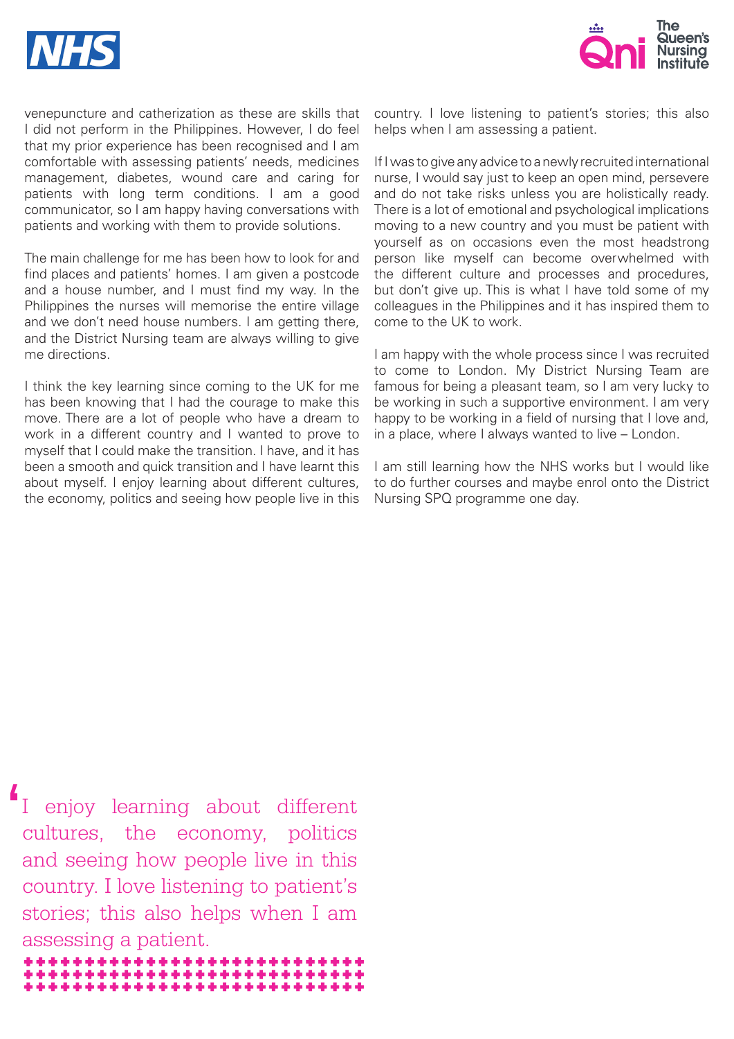venepuncture and catherization as these are skills that I did not perform in the Philippines. However, I do feel that my prior experience has been recognised and I am comfortable with assessing patients' needs, medicines management, diabetes, wound care and caring for patients with long term conditions. I am a good communicator, so I am happy having conversations with patients and working with them to provide solutions.

The main challenge for me has been how to look for and find places and patients' homes. I am given a postcode and a house number, and I must find my way. In the Philippines the nurses will memorise the entire village and we don't need house numbers. I am getting there, and the District Nursing team are always willing to give me directions.

I think the key learning since coming to the UK for me has been knowing that I had the courage to make this move. There are a lot of people who have a dream to work in a different country and I wanted to prove to myself that I could make the transition. I have, and it has been a smooth and quick transition and I have learnt this about myself. I enjoy learning about different cultures, the economy, politics and seeing how people live in this country. I love listening to patient's stories; this also helps when I am assessing a patient.

If I was to give any advice to a newly recruited international nurse, I would say just to keep an open mind, persevere and do not take risks unless you are holistically ready. There is a lot of emotional and psychological implications moving to a new country and you must be patient with yourself as on occasions even the most headstrong person like myself can become overwhelmed with the different culture and processes and procedures, but don't give up. This is what I have told some of my colleagues in the Philippines and it has inspired them to come to the UK to work.

I am happy with the whole process since I was recruited to come to London. My District Nursing Team are famous for being a pleasant team, so I am very lucky to be working in such a supportive environment. I am very happy to be working in a field of nursing that I love and, in a place, where I always wanted to live – London.

I am still learning how the NHS works but I would like to do further courses and maybe enrol onto the District Nursing SPQ programme one day.

> "I enjoy learning about different cultures, the economy, politics and seeing how people live in this country. I love listening to patient's stories; this also helps when I am assessing a patient.